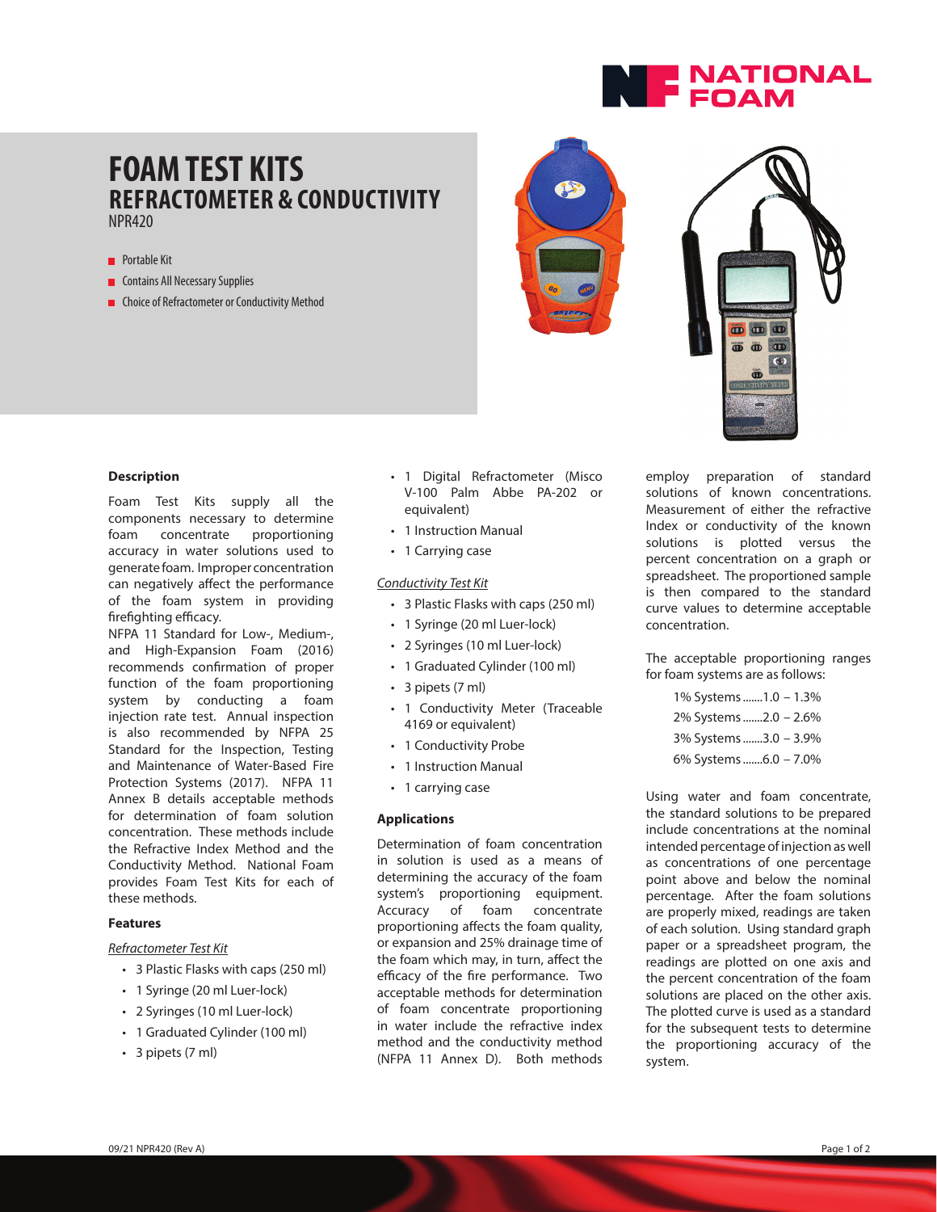NATIONAL FOAM

# FOAM TEST KITS
## REFRACTOMETER & CONDUCTIVITY
NPR420

- Portable Kit
- Contains All Necessary Supplies
- Choice of Refractometer or Conductivity Method

### Description

Foam Test Kits supply all the components necessary to determine foam concentrate proportioning accuracy in water solutions used to generate foam. Improper concentration can negatively affect the performance of the foam system in providing firefighting efficacy.

NFPA 11 Standard for Low-, Medium-, and High-Expansion Foam (2016) recommends confirmation of proper function of the foam proportioning system by conducting a foam injection rate test. Annual inspection is also recommended by NFPA 25 Standard for the Inspection, Testing and Maintenance of Water-Based Fire Protection Systems (2017). NFPA 11 Annex B details acceptable methods for determination of foam solution concentration. These methods include the Refractive Index Method and the Conductivity Method. National Foam provides Foam Test Kits for each of these methods.

### Features

*Refractometer Test Kit*

- 3 Plastic Flasks with caps (250 ml)
- 1 Syringe (20 ml Luer-lock)
- 2 Syringes (10 ml Luer-lock)
- 1 Graduated Cylinder (100 ml)
- 3 pipets (7 ml)
- 1 Digital Refractometer (Misco V-100 Palm Abbe PA-202 or equivalent)
- 1 Instruction Manual
- 1 Carrying case

*Conductivity Test Kit*

- 3 Plastic Flasks with caps (250 ml)
- 1 Syringe (20 ml Luer-lock)
- 2 Syringes (10 ml Luer-lock)
- 1 Graduated Cylinder (100 ml)
- 3 pipets (7 ml)
- 1 Conductivity Meter (Traceable 4169 or equivalent)
- 1 Conductivity Probe
- 1 Instruction Manual
- 1 carrying case

### Applications

Determination of foam concentration in solution is used as a means of determining the accuracy of the foam system's proportioning equipment. Accuracy of foam concentrate proportioning affects the foam quality, or expansion and 25% drainage time of the foam which may, in turn, affect the efficacy of the fire performance. Two acceptable methods for determination of foam concentrate proportioning in water include the refractive index method and the conductivity method (NFPA 11 Annex D). Both methods employ preparation of standard solutions of known concentrations. Measurement of either the refractive Index or conductivity of the known solutions is plotted versus the percent concentration on a graph or spreadsheet. The proportioned sample is then compared to the standard curve values to determine acceptable concentration.

The acceptable proportioning ranges for foam systems are as follows:

- 1% Systems .......1.0 – 1.3%
- 2% Systems .......2.0 – 2.6%
- 3% Systems .......3.0 – 3.9%
- 6% Systems .......6.0 – 7.0%

Using water and foam concentrate, the standard solutions to be prepared include concentrations at the nominal intended percentage of injection as well as concentrations of one percentage point above and below the nominal percentage. After the foam solutions are properly mixed, readings are taken of each solution. Using standard graph paper or a spreadsheet program, the readings are plotted on one axis and the percent concentration of the foam solutions are placed on the other axis. The plotted curve is used as a standard for the subsequent tests to determine the proportioning accuracy of the system.

09/21 NPR420 (Rev A)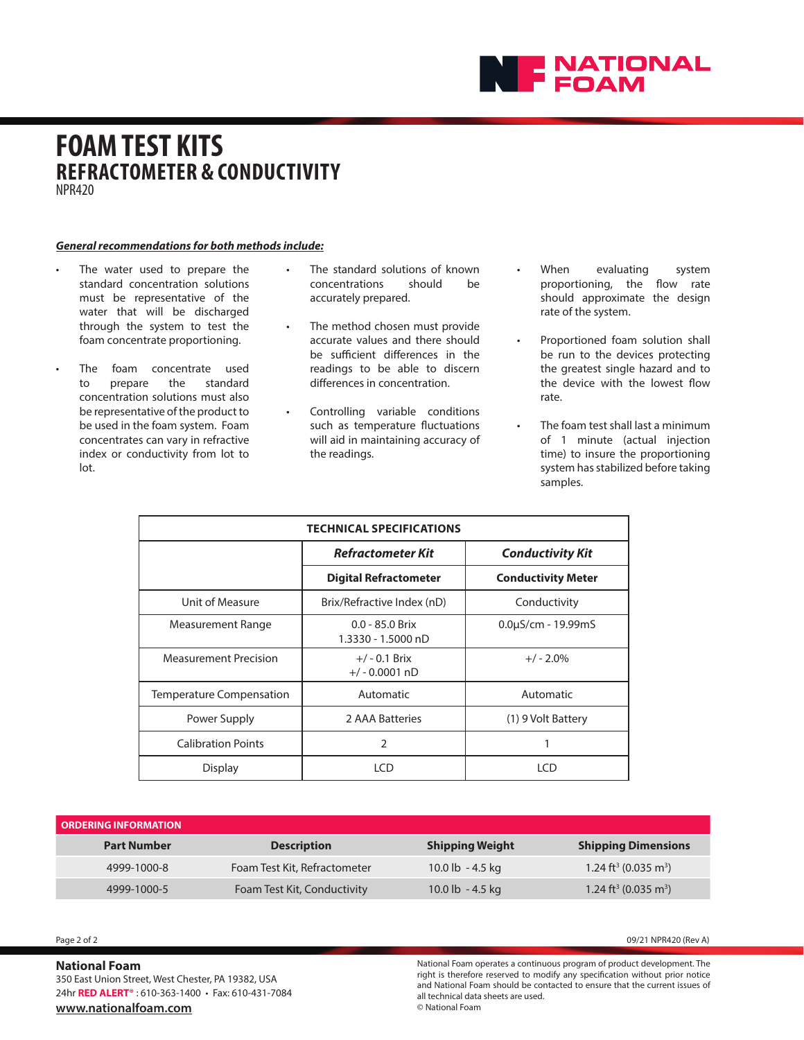# FOAM TEST KITS
## REFRACTOMETER & CONDUCTIVITY
NPR420

***General recommendations for both methods include:***

- The water used to prepare the standard concentration solutions must be representative of the water that will be discharged through the system to test the foam concentrate proportioning.
- The foam concentrate used to prepare the standard concentration solutions must also be representative of the product to be used in the foam system. Foam concentrates can vary in refractive index or conductivity from lot to lot.
- The standard solutions of known concentrations should be accurately prepared.
- The method chosen must provide accurate values and there should be sufficient differences in the readings to be able to discern differences in concentration.
- Controlling variable conditions such as temperature fluctuations will aid in maintaining accuracy of the readings.
- When evaluating system proportioning, the flow rate should approximate the design rate of the system.
- Proportioned foam solution shall be run to the devices protecting the greatest single hazard and to the device with the lowest flow rate.
- The foam test shall last a minimum of 1 minute (actual injection time) to insure the proportioning system has stabilized before taking samples.

| TECHNICAL SPECIFICATIONS | | |
|---|---|---|
| | ***Refractometer Kit*** | ***Conductivity Kit*** |
| | **Digital Refractometer** | **Conductivity Meter** |
| Unit of Measure | Brix/Refractive Index (nD) | Conductivity |
| Measurement Range | 0.0 - 85.0 Brix<br>1.3330 - 1.5000 nD | 0.0µS/cm - 19.99mS |
| Measurement Precision | +/ - 0.1 Brix<br>+/ - 0.0001 nD | +/ - 2.0% |
| Temperature Compensation | Automatic | Automatic |
| Power Supply | 2 AAA Batteries | (1) 9 Volt Battery |
| Calibration Points | 2 | 1 |
| Display | LCD | LCD |

**ORDERING INFORMATION**

| Part Number | Description | Shipping Weight | Shipping Dimensions |
|---|---|---|---|
| 4999-1000-8 | Foam Test Kit, Refractometer | 10.0 lb - 4.5 kg | 1.24 ft$^3$ (0.035 m$^3$) |
| 4999-1000-5 | Foam Test Kit, Conductivity | 10.0 lb - 4.5 kg | 1.24 ft$^3$ (0.035 m$^3$) |

09/21 NPR420 (Rev A)

**National Foam**
350 East Union Street, West Chester, PA 19382, USA
24hr **RED ALERT®** : 610-363-1400 • Fax: 610-431-7084
**www.nationalfoam.com**

National Foam operates a continuous program of product development. The right is therefore reserved to modify any specification without prior notice and National Foam should be contacted to ensure that the current issues of all technical data sheets are used.
© National Foam